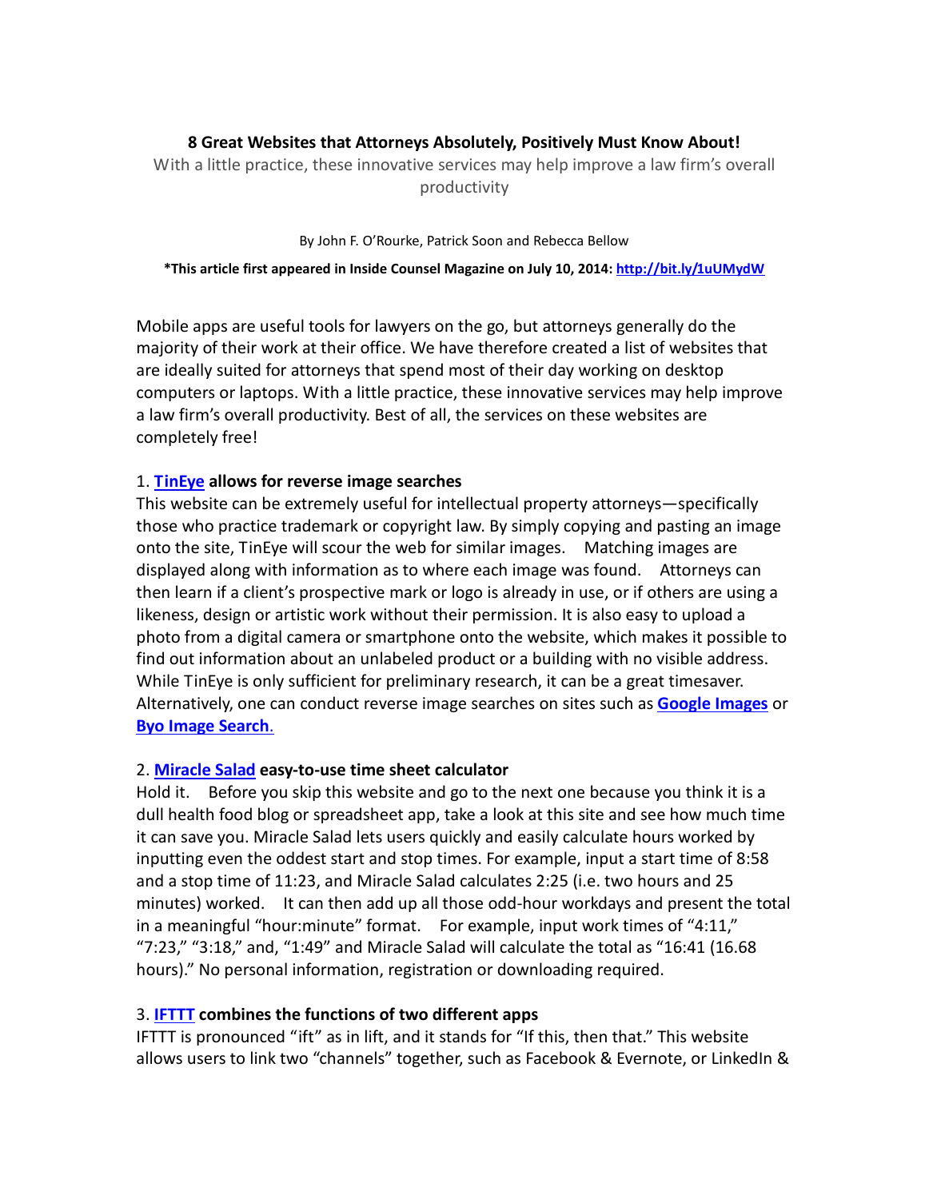# 8 Great Websites that Attorneys Absolutely, Positively Must Know About!

With a little practice, these innovative services may help improve a law firm's overall productivity

By John F. O'Rourke, Patrick Soon and Rebecca Bellow

**\*This article first appeared in Inside Counsel Magazine on July 10, 2014: [http://bit.ly/1uUMydW](http://bit.ly/1uUMydW)**

Mobile apps are useful tools for lawyers on the go, but attorneys generally do the majority of their work at their office. We have therefore created a list of websites that are ideally suited for attorneys that spend most of their day working on desktop computers or laptops. With a little practice, these innovative services may help improve a law firm's overall productivity. Best of all, the services on these websites are completely free!

### 1. TinEye allows for reverse image searches

This website can be extremely useful for intellectual property attorneys—specifically those who practice trademark or copyright law. By simply copying and pasting an image onto the site, TinEye will scour the web for similar images. Matching images are displayed along with information as to where each image was found. Attorneys can then learn if a client's prospective mark or logo is already in use, or if others are using a likeness, design or artistic work without their permission. It is also easy to upload a photo from a digital camera or smartphone onto the website, which makes it possible to find out information about an unlabeled product or a building with no visible address. While TinEye is only sufficient for preliminary research, it can be a great timesaver. Alternatively, one can conduct reverse image searches on sites such as **Google Images** or **Byo Image Search**.

### 2. Miracle Salad easy-to-use time sheet calculator

Hold it. Before you skip this website and go to the next one because you think it is a dull health food blog or spreadsheet app, take a look at this site and see how much time it can save you. Miracle Salad lets users quickly and easily calculate hours worked by inputting even the oddest start and stop times. For example, input a start time of 8:58 and a stop time of 11:23, and Miracle Salad calculates 2:25 (i.e. two hours and 25 minutes) worked. It can then add up all those odd-hour workdays and present the total in a meaningful "hour:minute" format. For example, input work times of "4:11," "7:23," "3:18," and, "1:49" and Miracle Salad will calculate the total as "16:41 (16.68 hours)." No personal information, registration or downloading required.

### 3. IFTTT combines the functions of two different apps

IFTTT is pronounced "ift" as in lift, and it stands for "If this, then that." This website allows users to link two "channels" together, such as Facebook & Evernote, or LinkedIn &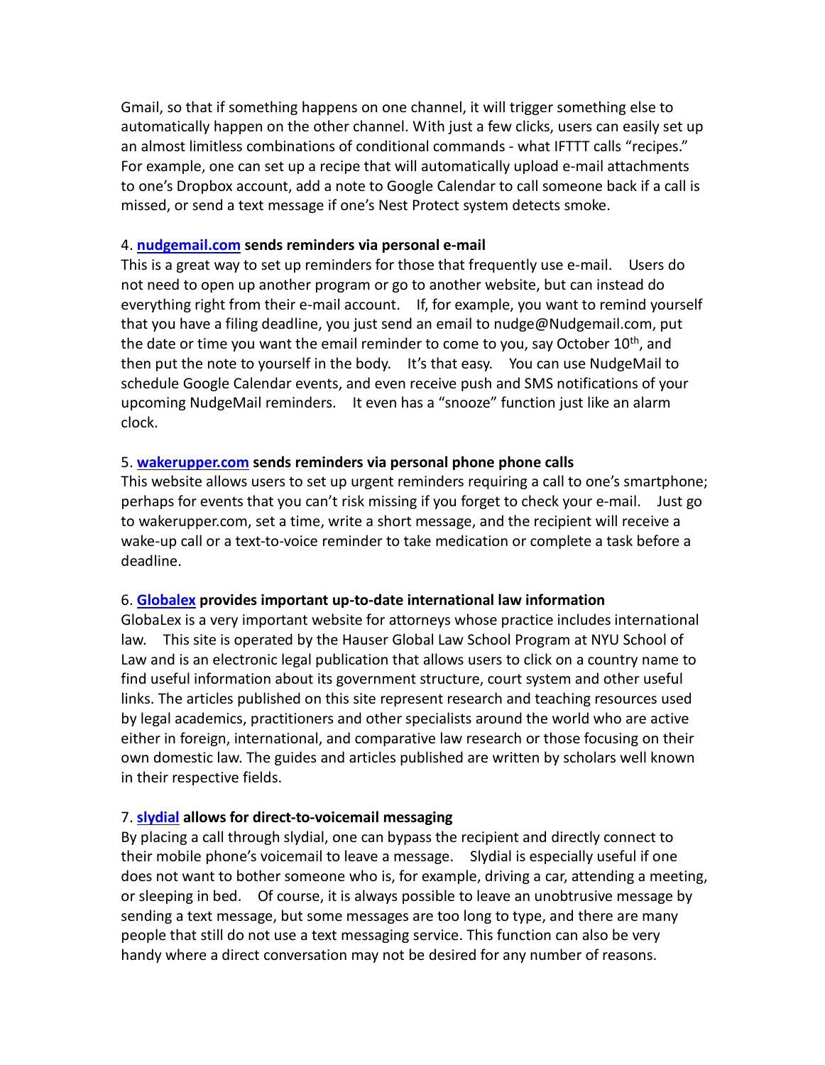Gmail, so that if something happens on one channel, it will trigger something else to automatically happen on the other channel. With just a few clicks, users can easily set up an almost limitless combinations of conditional commands - what IFTTT calls "recipes." For example, one can set up a recipe that will automatically upload e-mail attachments to one's Dropbox account, add a note to Google Calendar to call someone back if a call is missed, or send a text message if one's Nest Protect system detects smoke.

**4. nudgemail.com sends reminders via personal e-mail**

This is a great way to set up reminders for those that frequently use e-mail. Users do not need to open up another program or go to another website, but can instead do everything right from their e-mail account. If, for example, you want to remind yourself that you have a filing deadline, you just send an email to nudge@Nudgemail.com, put the date or time you want the email reminder to come to you, say October 10th, and then put the note to yourself in the body. It's that easy. You can use NudgeMail to schedule Google Calendar events, and even receive push and SMS notifications of your upcoming NudgeMail reminders. It even has a "snooze" function just like an alarm clock.

**5. wakerupper.com sends reminders via personal phone phone calls**

This website allows users to set up urgent reminders requiring a call to one's smartphone; perhaps for events that you can't risk missing if you forget to check your e-mail. Just go to wakerupper.com, set a time, write a short message, and the recipient will receive a wake-up call or a text-to-voice reminder to take medication or complete a task before a deadline.

**6. Globalex provides important up-to-date international law information**

GlobaLex is a very important website for attorneys whose practice includes international law. This site is operated by the Hauser Global Law School Program at NYU School of Law and is an electronic legal publication that allows users to click on a country name to find useful information about its government structure, court system and other useful links. The articles published on this site represent research and teaching resources used by legal academics, practitioners and other specialists around the world who are active either in foreign, international, and comparative law research or those focusing on their own domestic law. The guides and articles published are written by scholars well known in their respective fields.

**7. slydial allows for direct-to-voicemail messaging**

By placing a call through slydial, one can bypass the recipient and directly connect to their mobile phone's voicemail to leave a message. Slydial is especially useful if one does not want to bother someone who is, for example, driving a car, attending a meeting, or sleeping in bed. Of course, it is always possible to leave an unobtrusive message by sending a text message, but some messages are too long to type, and there are many people that still do not use a text messaging service. This function can also be very handy where a direct conversation may not be desired for any number of reasons.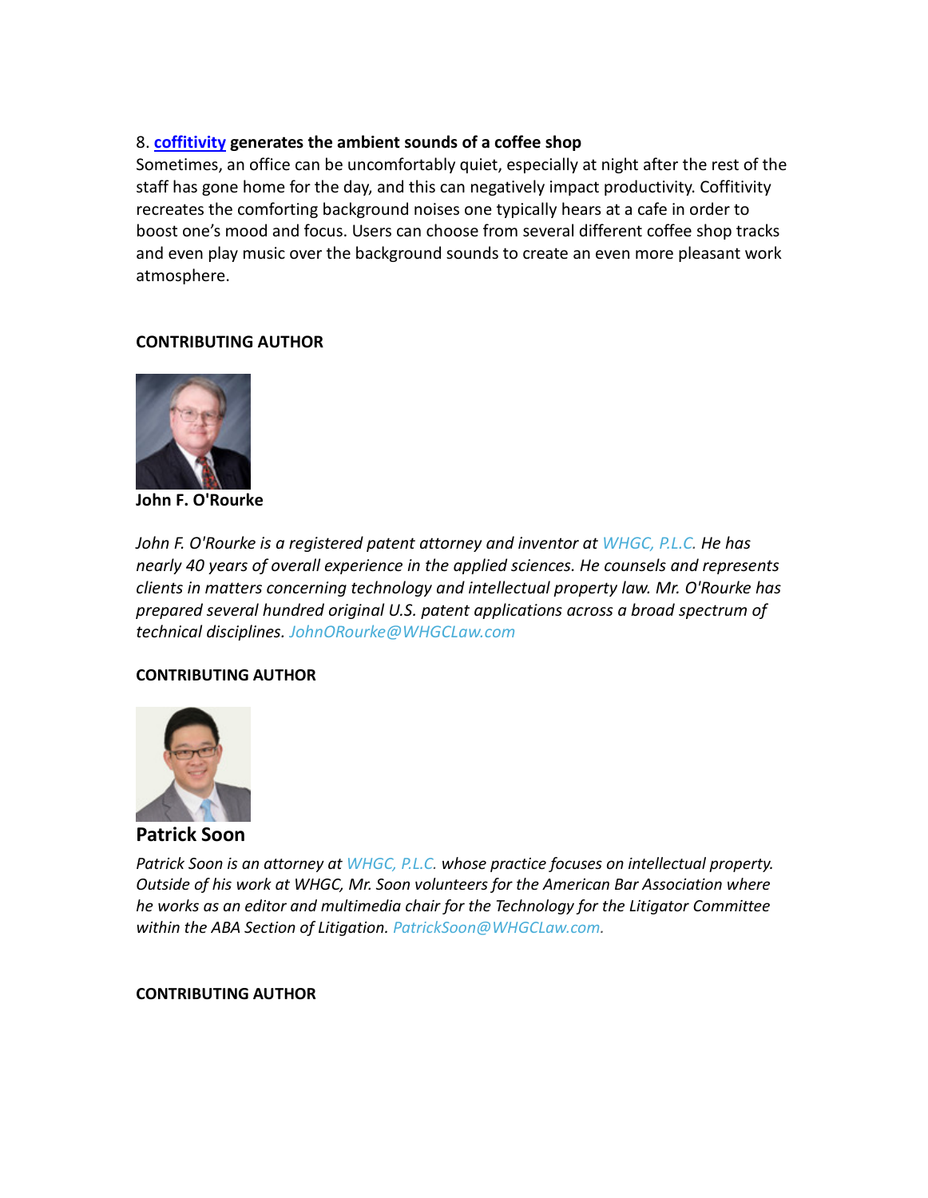8. **coffitivity generates the ambient sounds of a coffee shop**

Sometimes, an office can be uncomfortably quiet, especially at night after the rest of the staff has gone home for the day, and this can negatively impact productivity. Coffitivity recreates the comforting background noises one typically hears at a cafe in order to boost one's mood and focus. Users can choose from several different coffee shop tracks and even play music over the background sounds to create an even more pleasant work atmosphere.

**CONTRIBUTING AUTHOR**

**John F. O'Rourke**

*John F. O'Rourke is a registered patent attorney and inventor at WHGC, P.L.C. He has nearly 40 years of overall experience in the applied sciences. He counsels and represents clients in matters concerning technology and intellectual property law. Mr. O'Rourke has prepared several hundred original U.S. patent applications across a broad spectrum of technical disciplines. JohnORourke@WHGCLaw.com*

**CONTRIBUTING AUTHOR**

**Patrick Soon**

*Patrick Soon is an attorney at WHGC, P.L.C. whose practice focuses on intellectual property. Outside of his work at WHGC, Mr. Soon volunteers for the American Bar Association where he works as an editor and multimedia chair for the Technology for the Litigator Committee within the ABA Section of Litigation. PatrickSoon@WHGCLaw.com.*

**CONTRIBUTING AUTHOR**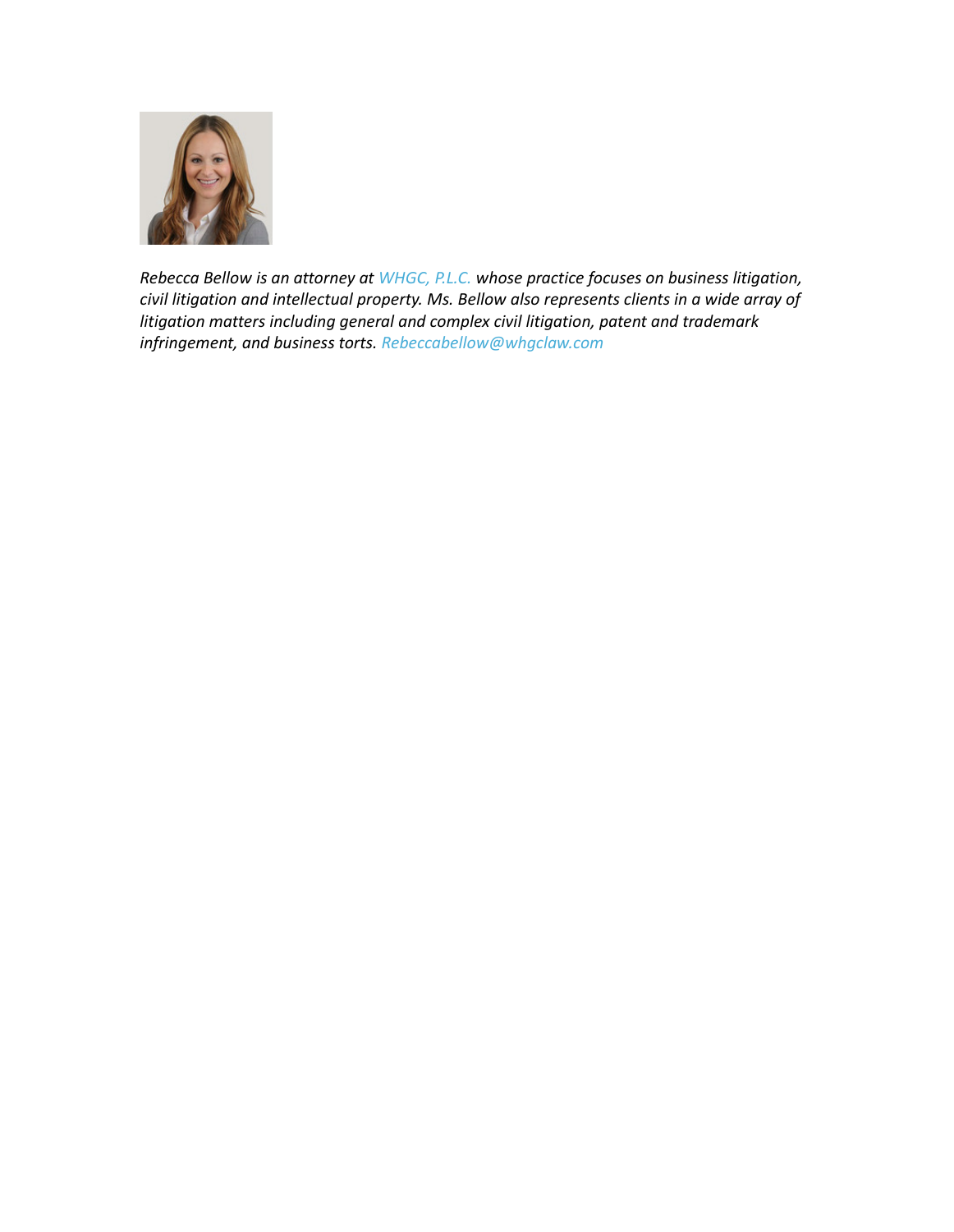*Rebecca Bellow is an attorney at WHGC, P.L.C. whose practice focuses on business litigation, civil litigation and intellectual property. Ms. Bellow also represents clients in a wide array of litigation matters including general and complex civil litigation, patent and trademark infringement, and business torts. Rebeccabellow@whgclaw.com*